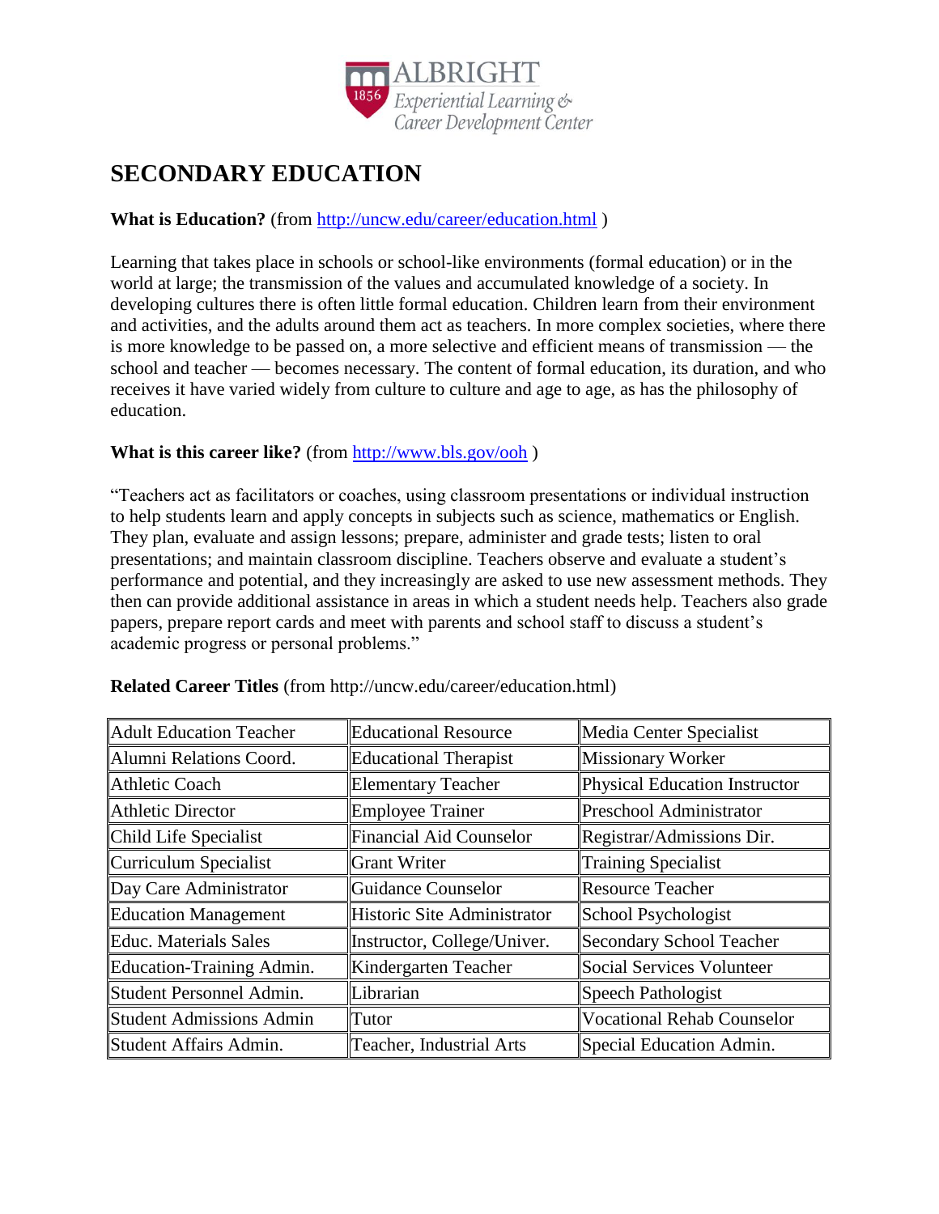# SECONDARY EDUCATION

**What is Education?** (from http://uncw.edu/career/education.html )

Learning that takes place in schools or school-like environments (formal education) or in the world at large; the transmission of the values and accumulated knowledge of a society. In developing cultures there is often little formal education. Children learn from their environment and activities, and the adults around them act as teachers. In more complex societies, where there is more knowledge to be passed on, a more selective and efficient means of transmission — the school and teacher — becomes necessary. The content of formal education, its duration, and who receives it have varied widely from culture to culture and age to age, as has the philosophy of education.

**What is this career like?** (from http://www.bls.gov/ooh )

"Teachers act as facilitators or coaches, using classroom presentations or individual instruction to help students learn and apply concepts in subjects such as science, mathematics or English. They plan, evaluate and assign lessons; prepare, administer and grade tests; listen to oral presentations; and maintain classroom discipline. Teachers observe and evaluate a student's performance and potential, and they increasingly are asked to use new assessment methods. They then can provide additional assistance in areas in which a student needs help. Teachers also grade papers, prepare report cards and meet with parents and school staff to discuss a student's academic progress or personal problems."

**Related Career Titles** (from http://uncw.edu/career/education.html)

| | | |
|---|---|---|
| Adult Education Teacher | Educational Resource | Media Center Specialist |
| Alumni Relations Coord. | Educational Therapist | Missionary Worker |
| Athletic Coach | Elementary Teacher | Physical Education Instructor |
| Athletic Director | Employee Trainer | Preschool Administrator |
| Child Life Specialist | Financial Aid Counselor | Registrar/Admissions Dir. |
| Curriculum Specialist | Grant Writer | Training Specialist |
| Day Care Administrator | Guidance Counselor | Resource Teacher |
| Education Management | Historic Site Administrator | School Psychologist |
| Educ. Materials Sales | Instructor, College/Univer. | Secondary School Teacher |
| Education-Training Admin. | Kindergarten Teacher | Social Services Volunteer |
| Student Personnel Admin. | Librarian | Speech Pathologist |
| Student Admissions Admin | Tutor | Vocational Rehab Counselor |
| Student Affairs Admin. | Teacher, Industrial Arts | Special Education Admin. |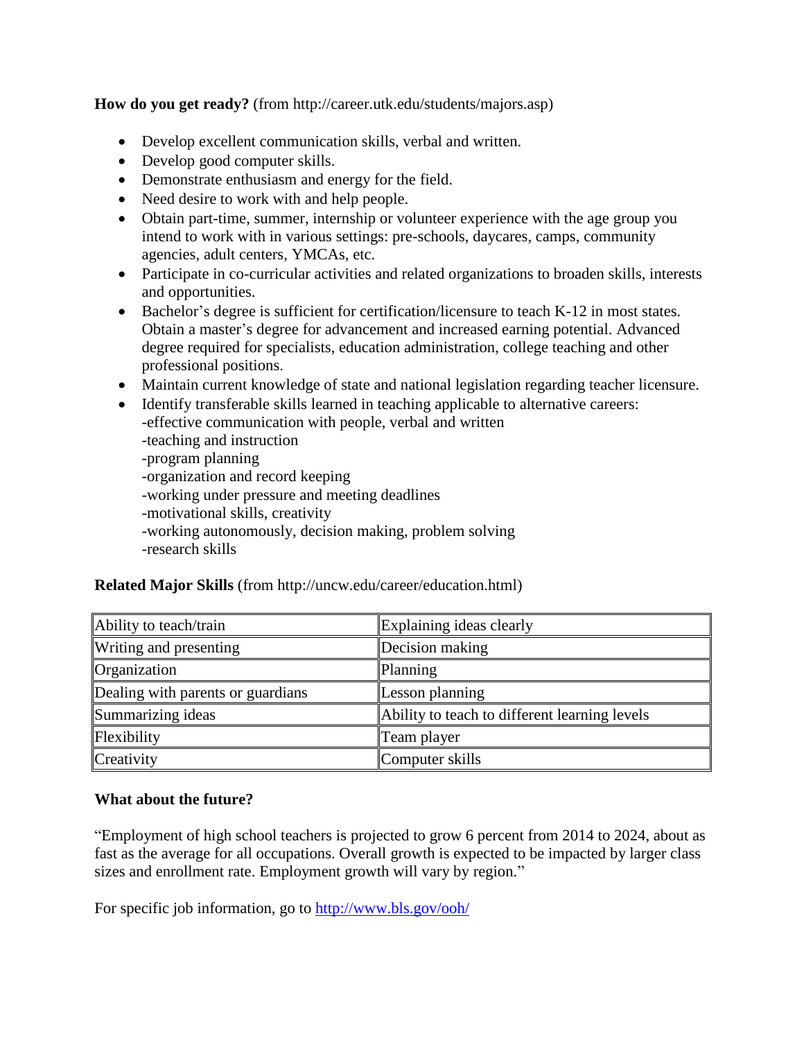**How do you get ready?** (from http://career.utk.edu/students/majors.asp)

- Develop excellent communication skills, verbal and written.
- Develop good computer skills.
- Demonstrate enthusiasm and energy for the field.
- Need desire to work with and help people.
- Obtain part-time, summer, internship or volunteer experience with the age group you intend to work with in various settings: pre-schools, daycares, camps, community agencies, adult centers, YMCAs, etc.
- Participate in co-curricular activities and related organizations to broaden skills, interests and opportunities.
- Bachelor's degree is sufficient for certification/licensure to teach K-12 in most states. Obtain a master's degree for advancement and increased earning potential. Advanced degree required for specialists, education administration, college teaching and other professional positions.
- Maintain current knowledge of state and national legislation regarding teacher licensure.
- Identify transferable skills learned in teaching applicable to alternative careers:
  -effective communication with people, verbal and written
  -teaching and instruction
  -program planning
  -organization and record keeping
  -working under pressure and meeting deadlines
  -motivational skills, creativity
  -working autonomously, decision making, problem solving
  -research skills

**Related Major Skills** (from http://uncw.edu/career/education.html)

| | |
|---|---|
| Ability to teach/train | Explaining ideas clearly |
| Writing and presenting | Decision making |
| Organization | Planning |
| Dealing with parents or guardians | Lesson planning |
| Summarizing ideas | Ability to teach to different learning levels |
| Flexibility | Team player |
| Creativity | Computer skills |

**What about the future?**

"Employment of high school teachers is projected to grow 6 percent from 2014 to 2024, about as fast as the average for all occupations. Overall growth is expected to be impacted by larger class sizes and enrollment rate. Employment growth will vary by region."

For specific job information, go to [http://www.bls.gov/ooh/](http://www.bls.gov/ooh/)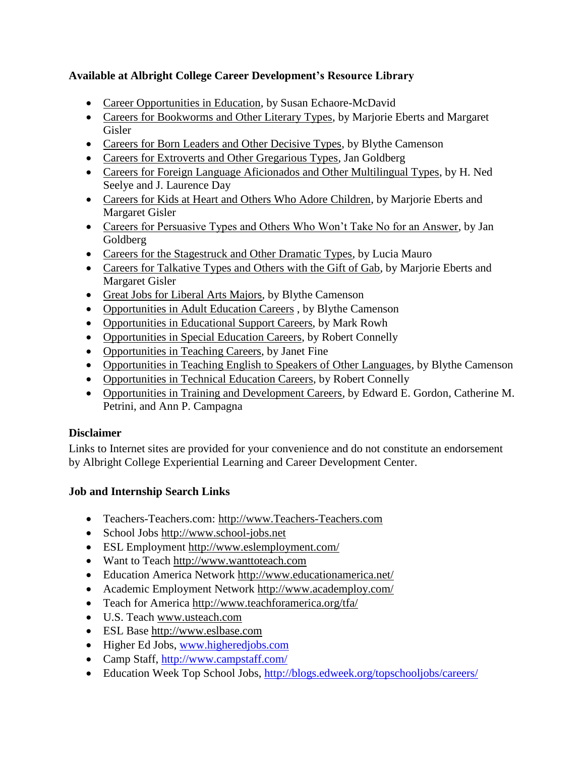**Available at Albright College Career Development's Resource Library**

- Career Opportunities in Education, by Susan Echaore-McDavid
- Careers for Bookworms and Other Literary Types, by Marjorie Eberts and Margaret Gisler
- Careers for Born Leaders and Other Decisive Types, by Blythe Camenson
- Careers for Extroverts and Other Gregarious Types, Jan Goldberg
- Careers for Foreign Language Aficionados and Other Multilingual Types, by H. Ned Seelye and J. Laurence Day
- Careers for Kids at Heart and Others Who Adore Children, by Marjorie Eberts and Margaret Gisler
- Careers for Persuasive Types and Others Who Won't Take No for an Answer, by Jan Goldberg
- Careers for the Stagestruck and Other Dramatic Types, by Lucia Mauro
- Careers for Talkative Types and Others with the Gift of Gab, by Marjorie Eberts and Margaret Gisler
- Great Jobs for Liberal Arts Majors, by Blythe Camenson
- Opportunities in Adult Education Careers , by Blythe Camenson
- Opportunities in Educational Support Careers, by Mark Rowh
- Opportunities in Special Education Careers, by Robert Connelly
- Opportunities in Teaching Careers, by Janet Fine
- Opportunities in Teaching English to Speakers of Other Languages, by Blythe Camenson
- Opportunities in Technical Education Careers, by Robert Connelly
- Opportunities in Training and Development Careers, by Edward E. Gordon, Catherine M. Petrini, and Ann P. Campagna

**Disclaimer**

Links to Internet sites are provided for your convenience and do not constitute an endorsement by Albright College Experiential Learning and Career Development Center.

**Job and Internship Search Links**

- Teachers-Teachers.com: http://www.Teachers-Teachers.com
- School Jobs http://www.school-jobs.net
- ESL Employment http://www.eslemployment.com/
- Want to Teach http://www.wanttoteach.com
- Education America Network http://www.educationamerica.net/
- Academic Employment Network http://www.academploy.com/
- Teach for America http://www.teachforamerica.org/tfa/
- U.S. Teach www.usteach.com
- ESL Base http://www.eslbase.com
- Higher Ed Jobs, www.higheredjobs.com
- Camp Staff, http://www.campstaff.com/
- Education Week Top School Jobs, http://blogs.edweek.org/topschooljobs/careers/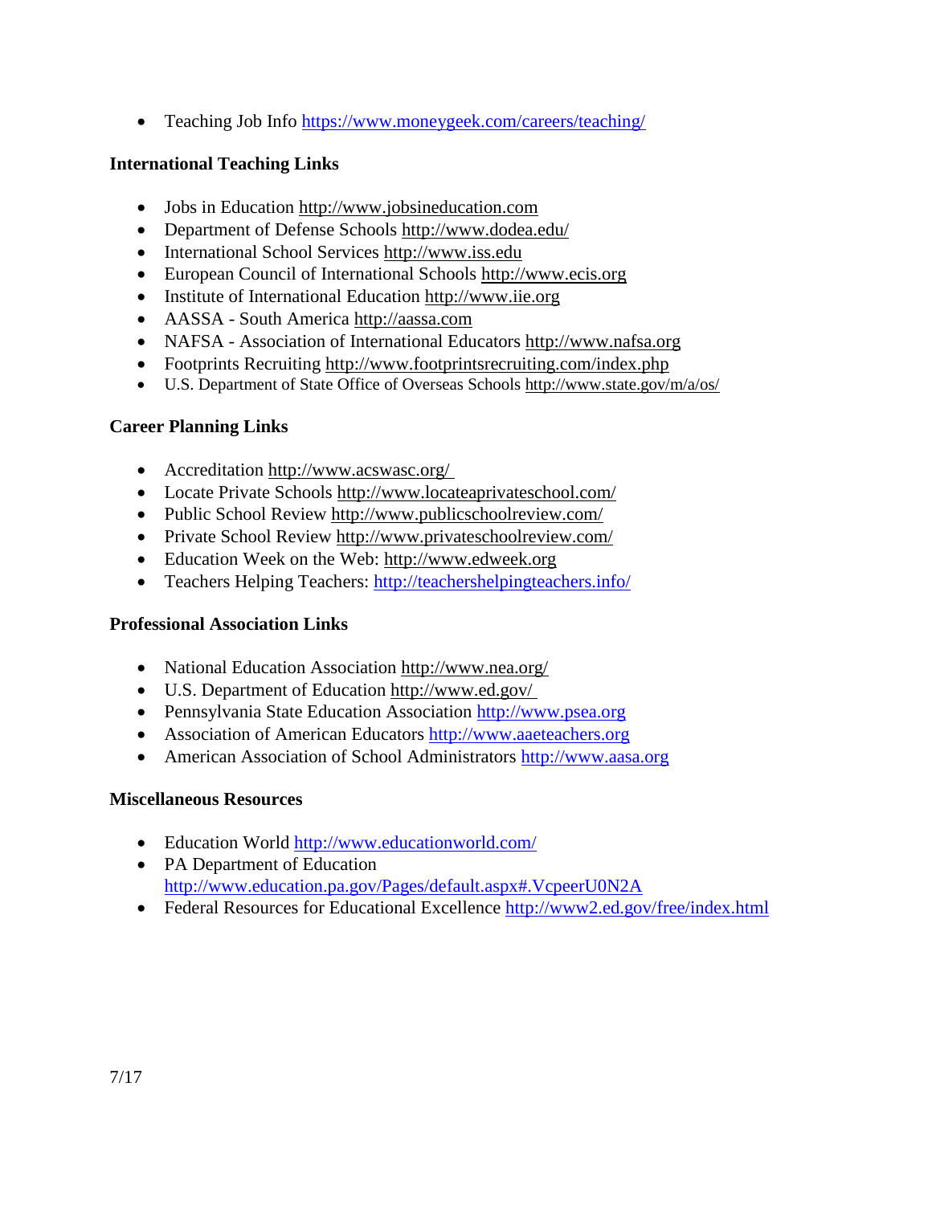- Teaching Job Info https://www.moneygeek.com/careers/teaching/

**International Teaching Links**

- Jobs in Education http://www.jobsineducation.com
- Department of Defense Schools http://www.dodea.edu/
- International School Services http://www.iss.edu
- European Council of International Schools http://www.ecis.org
- Institute of International Education http://www.iie.org
- AASSA - South America http://aassa.com
- NAFSA - Association of International Educators http://www.nafsa.org
- Footprints Recruiting http://www.footprintsrecruiting.com/index.php
- U.S. Department of State Office of Overseas Schools http://www.state.gov/m/a/os/

**Career Planning Links**

- Accreditation http://www.acswasc.org/
- Locate Private Schools http://www.locateaprivateschool.com/
- Public School Review http://www.publicschoolreview.com/
- Private School Review http://www.privateschoolreview.com/
- Education Week on the Web: http://www.edweek.org
- Teachers Helping Teachers: http://teachershelpingteachers.info/

**Professional Association Links**

- National Education Association http://www.nea.org/
- U.S. Department of Education http://www.ed.gov/
- Pennsylvania State Education Association http://www.psea.org
- Association of American Educators http://www.aaeteachers.org
- American Association of School Administrators http://www.aasa.org

**Miscellaneous Resources**

- Education World http://www.educationworld.com/
- PA Department of Education http://www.education.pa.gov/Pages/default.aspx#.VcpeerU0N2A
- Federal Resources for Educational Excellence http://www2.ed.gov/free/index.html

7/17